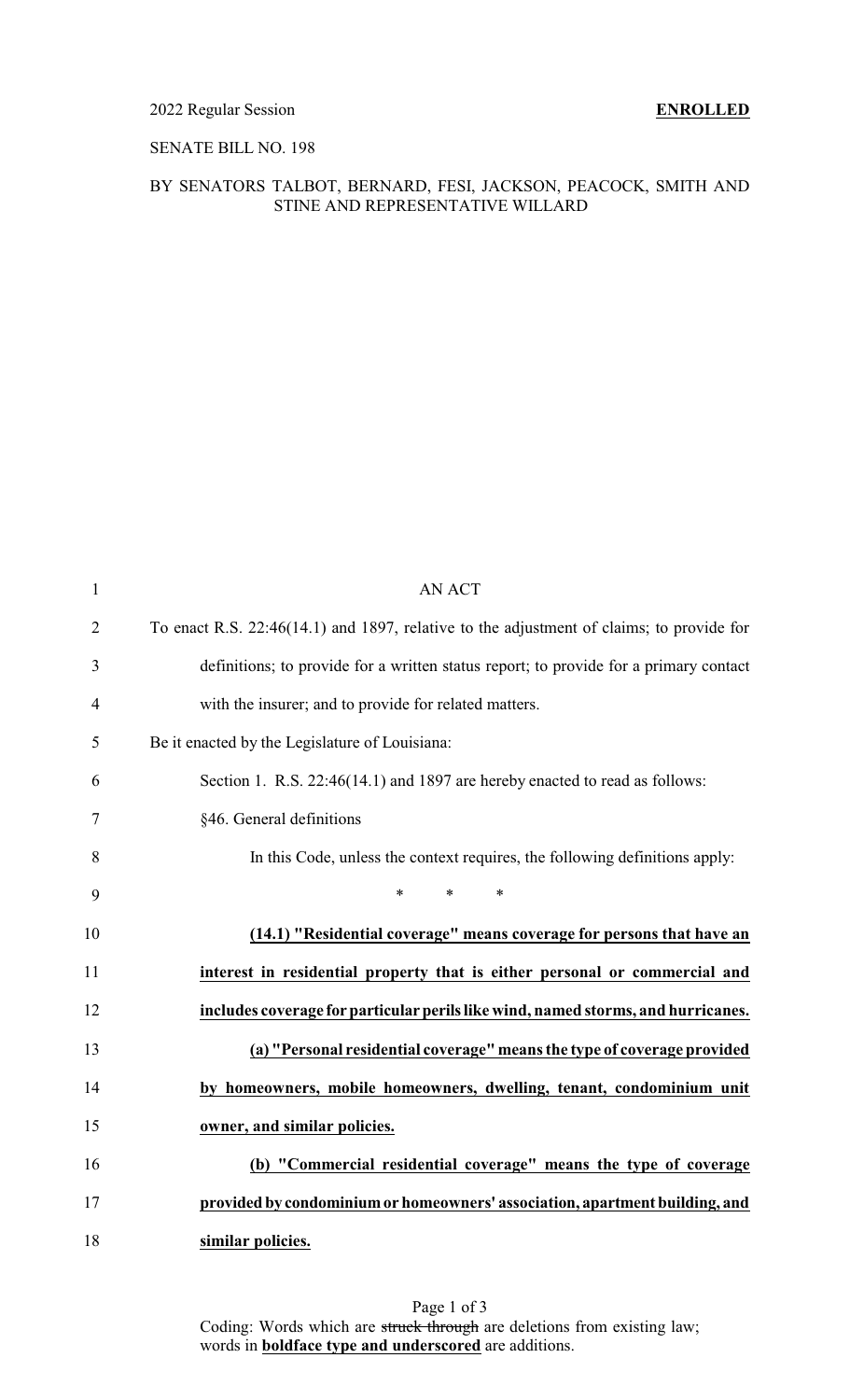2022 Regular Session **ENROLLED**

SENATE BILL NO. 198

BY SENATORS TALBOT, BERNARD, FESI, JACKSON, PEACOCK, SMITH AND STINE AND REPRESENTATIVE WILLARD

AN ACT

To enact R.S. 22:46(14.1) and 1897, relative to the adjustment of claims; to provide for definitions; to provide for a written status report; to provide for a primary contact with the insurer; and to provide for related matters.

Be it enacted by the Legislature of Louisiana:

Section 1. R.S. 22:46(14.1) and 1897 are hereby enacted to read as follows:

§46. General definitions

In this Code, unless the context requires, the following definitions apply:

\* \* \*

**(14.1) "Residential coverage" means coverage for persons that have an interest in residential property that is either personal or commercial and includes coverage for particular perils like wind, named storms, and hurricanes.**

**(a) "Personal residential coverage" means the type of coverage provided by homeowners, mobile homeowners, dwelling, tenant, condominium unit owner, and similar policies.**

**(b) "Commercial residential coverage" means the type of coverage provided by condominium or homeowners' association, apartment building, and similar policies.**

Coding: Words which are ~~struck through~~ are deletions from existing law; words in **boldface type and underscored** are additions.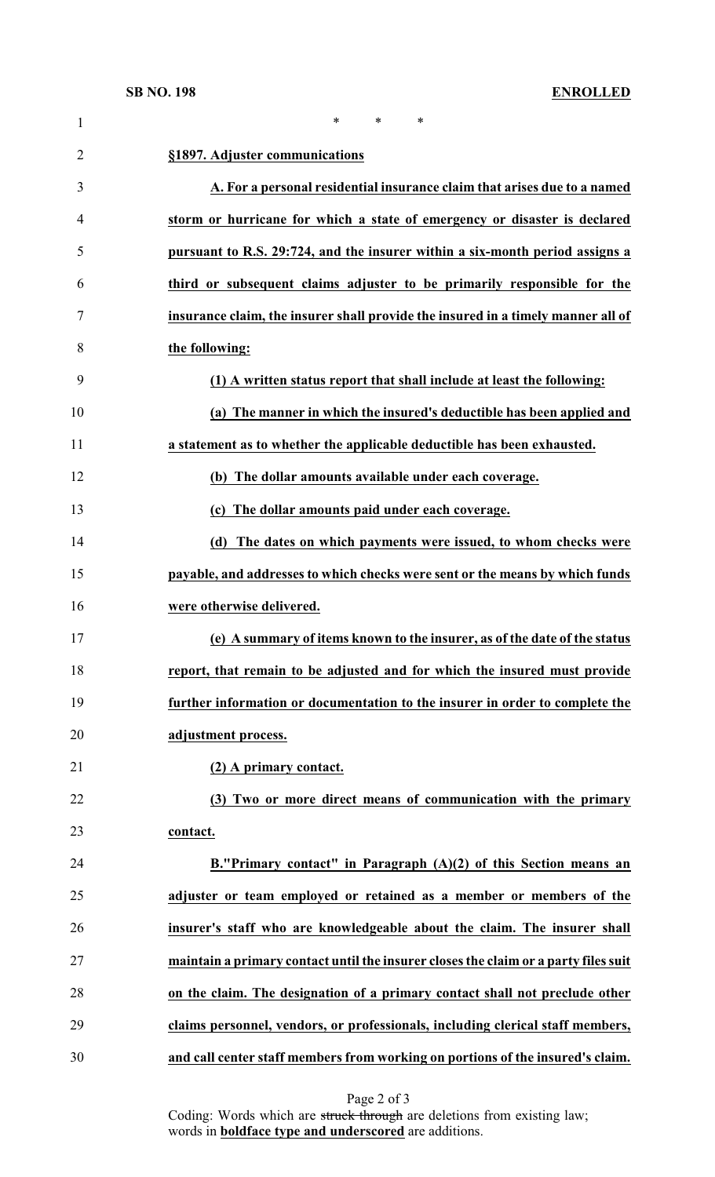\*      \*      \*

**§1897. Adjuster communications**

**A. For a personal residential insurance claim that arises due to a named storm or hurricane for which a state of emergency or disaster is declared pursuant to R.S. 29:724, and the insurer within a six-month period assigns a third or subsequent claims adjuster to be primarily responsible for the insurance claim, the insurer shall provide the insured in a timely manner all of the following:**

**(1) A written status report that shall include at least the following:**

**(a) The manner in which the insured's deductible has been applied and a statement as to whether the applicable deductible has been exhausted.**

**(b) The dollar amounts available under each coverage.**

**(c) The dollar amounts paid under each coverage.**

**(d) The dates on which payments were issued, to whom checks were payable, and addresses to which checks were sent or the means by which funds were otherwise delivered.**

**(e) A summary of items known to the insurer, as of the date of the status report, that remain to be adjusted and for which the insured must provide further information or documentation to the insurer in order to complete the adjustment process.**

**(2) A primary contact.**

**(3) Two or more direct means of communication with the primary contact.**

**B."Primary contact" in Paragraph (A)(2) of this Section means an adjuster or team employed or retained as a member or members of the insurer's staff who are knowledgeable about the claim. The insurer shall maintain a primary contact until the insurer closes the claim or a party files suit on the claim. The designation of a primary contact shall not preclude other claims personnel, vendors, or professionals, including clerical staff members, and call center staff members from working on portions of the insured's claim.**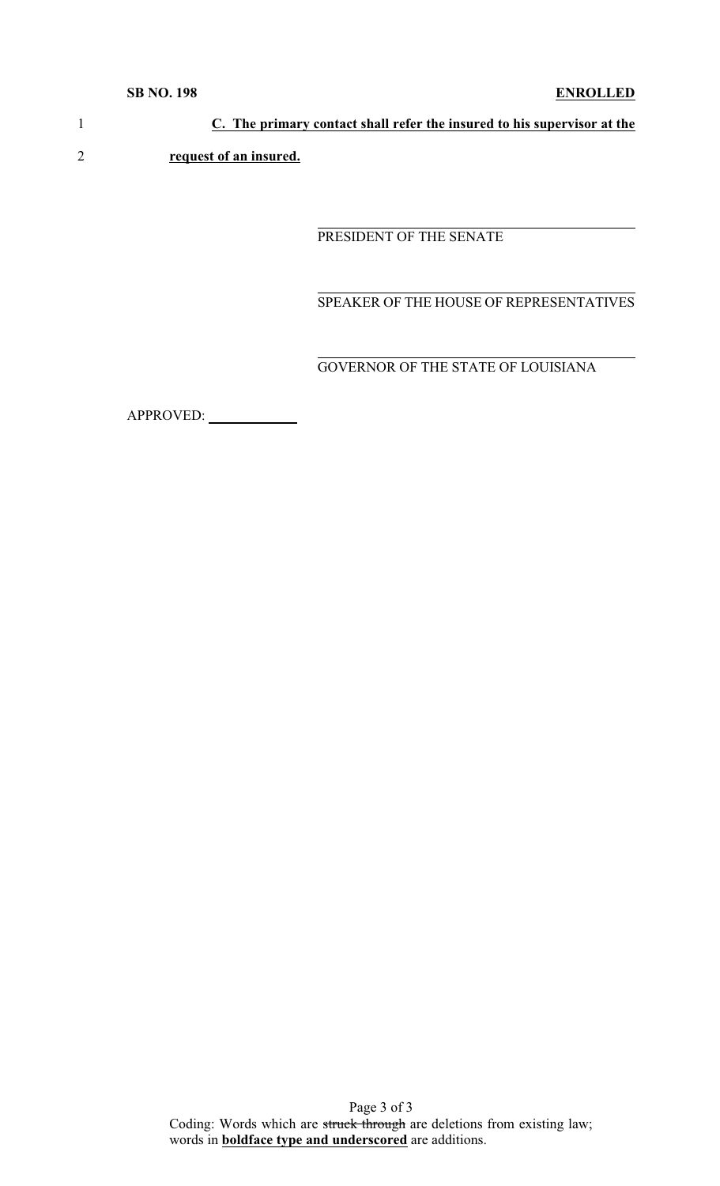**<u>C. The primary contact shall refer the insured to his supervisor at the request of an insured.</u>**

PRESIDENT OF THE SENATE

SPEAKER OF THE HOUSE OF REPRESENTATIVES

GOVERNOR OF THE STATE OF LOUISIANA

APPROVED: \_\_\_\_\_\_\_\_\_\_\_\_

Coding: Words which are ~~struck through~~ are deletions from existing law; words in **<u>boldface type and underscored</u>** are additions.